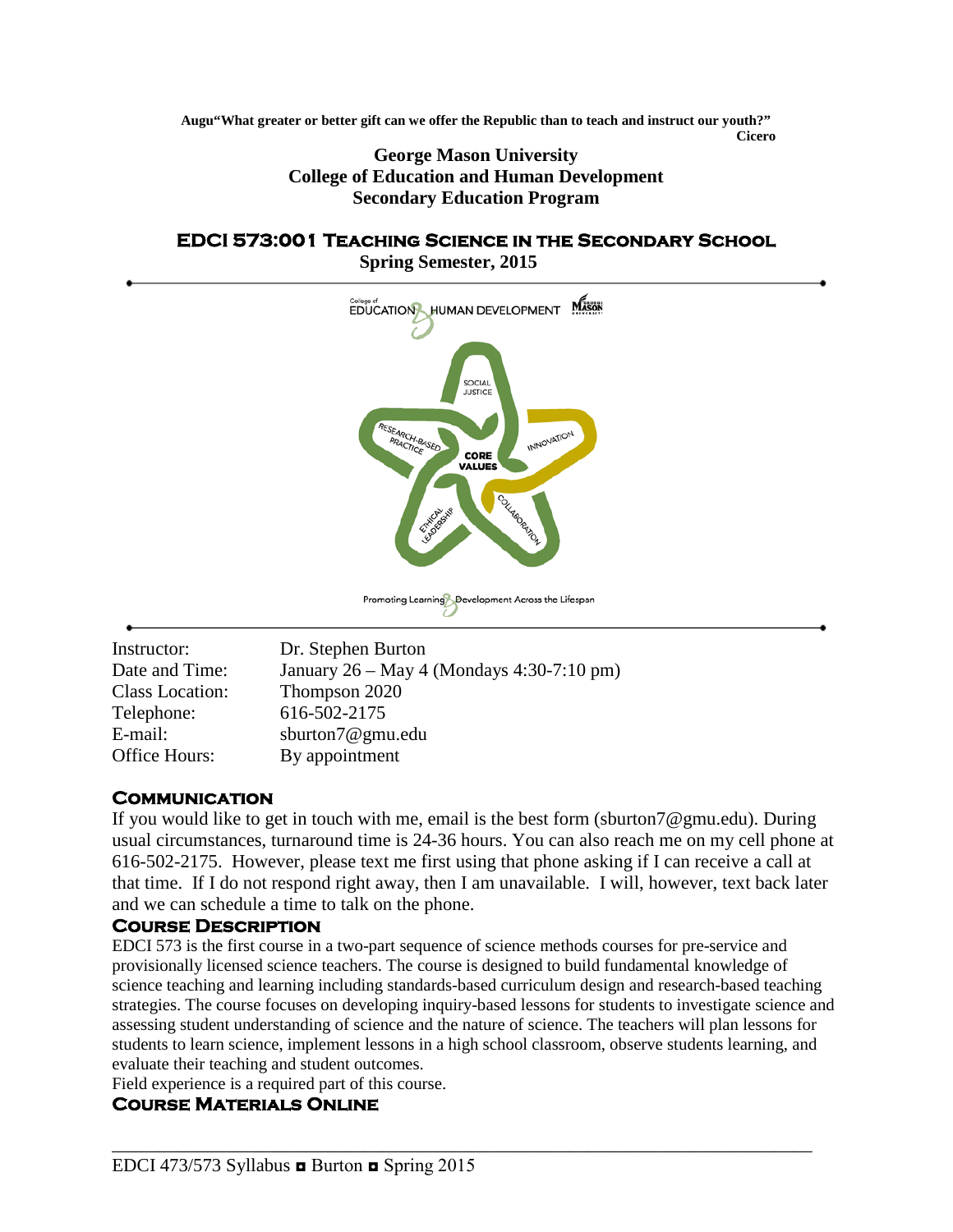**Augu"What greater or better gift can we offer the Republic than to teach and instruct our youth?"**
**Cicero**

**George Mason University**
**College of Education and Human Development**
**Secondary Education Program**

# EDCI 573:001 Teaching Science in the Secondary School

**Spring Semester, 2015**

| | |
|---|---|
| Instructor: | Dr. Stephen Burton |
| Date and Time: | January 26 – May 4 (Mondays 4:30-7:10 pm) |
| Class Location: | Thompson 2020 |
| Telephone: | 616-502-2175 |
| E-mail: | sburton7@gmu.edu |
| Office Hours: | By appointment |

## Communication

If you would like to get in touch with me, email is the best form (sburton7@gmu.edu). During usual circumstances, turnaround time is 24-36 hours. You can also reach me on my cell phone at 616-502-2175. However, please text me first using that phone asking if I can receive a call at that time. If I do not respond right away, then I am unavailable. I will, however, text back later and we can schedule a time to talk on the phone.

## Course Description

EDCI 573 is the first course in a two-part sequence of science methods courses for pre-service and provisionally licensed science teachers. The course is designed to build fundamental knowledge of science teaching and learning including standards-based curriculum design and research-based teaching strategies. The course focuses on developing inquiry-based lessons for students to investigate science and assessing student understanding of science and the nature of science. The teachers will plan lessons for students to learn science, implement lessons in a high school classroom, observe students learning, and evaluate their teaching and student outcomes.

Field experience is a required part of this course.

## Course Materials Online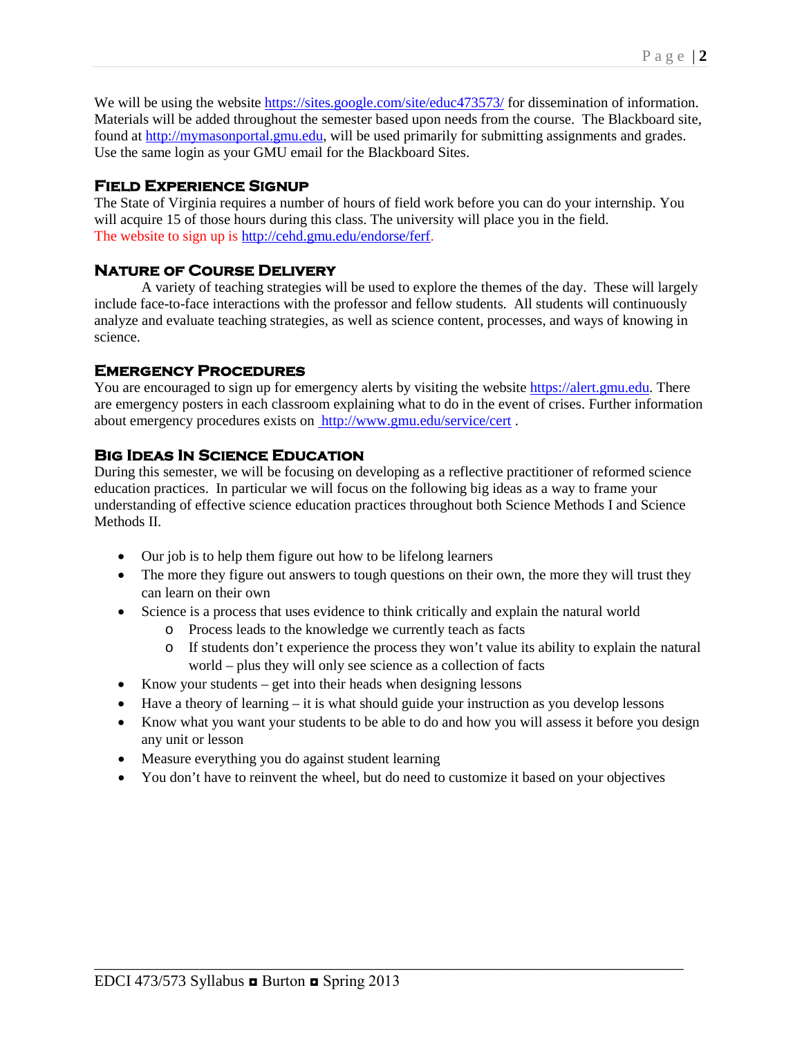We will be using the website https://sites.google.com/site/educ473573/ for dissemination of information. Materials will be added throughout the semester based upon needs from the course. The Blackboard site, found at http://mymasonportal.gmu.edu, will be used primarily for submitting assignments and grades. Use the same login as your GMU email for the Blackboard Sites.

## Field Experience Signup

The State of Virginia requires a number of hours of field work before you can do your internship. You will acquire 15 of those hours during this class. The university will place you in the field.
The website to sign up is http://cehd.gmu.edu/endorse/ferf.

## Nature of Course Delivery

A variety of teaching strategies will be used to explore the themes of the day. These will largely include face-to-face interactions with the professor and fellow students. All students will continuously analyze and evaluate teaching strategies, as well as science content, processes, and ways of knowing in science.

## Emergency Procedures

You are encouraged to sign up for emergency alerts by visiting the website https://alert.gmu.edu. There are emergency posters in each classroom explaining what to do in the event of crises. Further information about emergency procedures exists on http://www.gmu.edu/service/cert .

## Big Ideas In Science Education

During this semester, we will be focusing on developing as a reflective practitioner of reformed science education practices. In particular we will focus on the following big ideas as a way to frame your understanding of effective science education practices throughout both Science Methods I and Science Methods II.

- Our job is to help them figure out how to be lifelong learners
- The more they figure out answers to tough questions on their own, the more they will trust they can learn on their own
- Science is a process that uses evidence to think critically and explain the natural world
  - Process leads to the knowledge we currently teach as facts
  - If students don't experience the process they won't value its ability to explain the natural world – plus they will only see science as a collection of facts
- Know your students – get into their heads when designing lessons
- Have a theory of learning – it is what should guide your instruction as you develop lessons
- Know what you want your students to be able to do and how you will assess it before you design any unit or lesson
- Measure everything you do against student learning
- You don't have to reinvent the wheel, but do need to customize it based on your objectives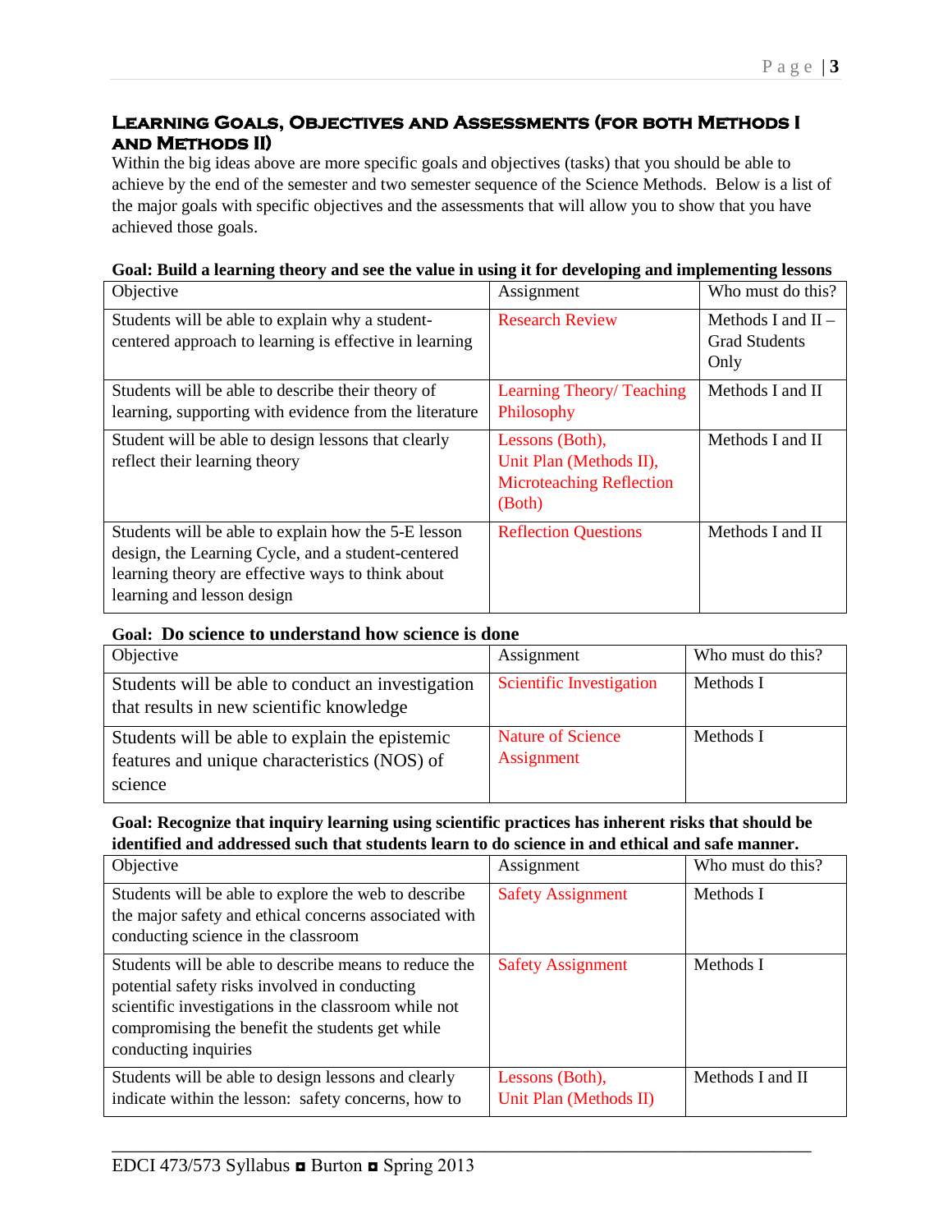## Learning Goals, Objectives and Assessments (for both Methods I and Methods II)

Within the big ideas above are more specific goals and objectives (tasks) that you should be able to achieve by the end of the semester and two semester sequence of the Science Methods. Below is a list of the major goals with specific objectives and the assessments that will allow you to show that you have achieved those goals.

**Goal: Build a learning theory and see the value in using it for developing and implementing lessons**

| Objective | Assignment | Who must do this? |
|---|---|---|
| Students will be able to explain why a student-centered approach to learning is effective in learning | Research Review | Methods I and II – Grad Students Only |
| Students will be able to describe their theory of learning, supporting with evidence from the literature | Learning Theory/ Teaching Philosophy | Methods I and II |
| Student will be able to design lessons that clearly reflect their learning theory | Lessons (Both), Unit Plan (Methods II), Microteaching Reflection (Both) | Methods I and II |
| Students will be able to explain how the 5-E lesson design, the Learning Cycle, and a student-centered learning theory are effective ways to think about learning and lesson design | Reflection Questions | Methods I and II |

**Goal: Do science to understand how science is done**

| Objective | Assignment | Who must do this? |
|---|---|---|
| Students will be able to conduct an investigation that results in new scientific knowledge | Scientific Investigation | Methods I |
| Students will be able to explain the epistemic features and unique characteristics (NOS) of science | Nature of Science Assignment | Methods I |

**Goal: Recognize that inquiry learning using scientific practices has inherent risks that should be identified and addressed such that students learn to do science in and ethical and safe manner.**

| Objective | Assignment | Who must do this? |
|---|---|---|
| Students will be able to explore the web to describe the major safety and ethical concerns associated with conducting science in the classroom | Safety Assignment | Methods I |
| Students will be able to describe means to reduce the potential safety risks involved in conducting scientific investigations in the classroom while not compromising the benefit the students get while conducting inquiries | Safety Assignment | Methods I |
| Students will be able to design lessons and clearly indicate within the lesson: safety concerns, how to | Lessons (Both), Unit Plan (Methods II) | Methods I and II |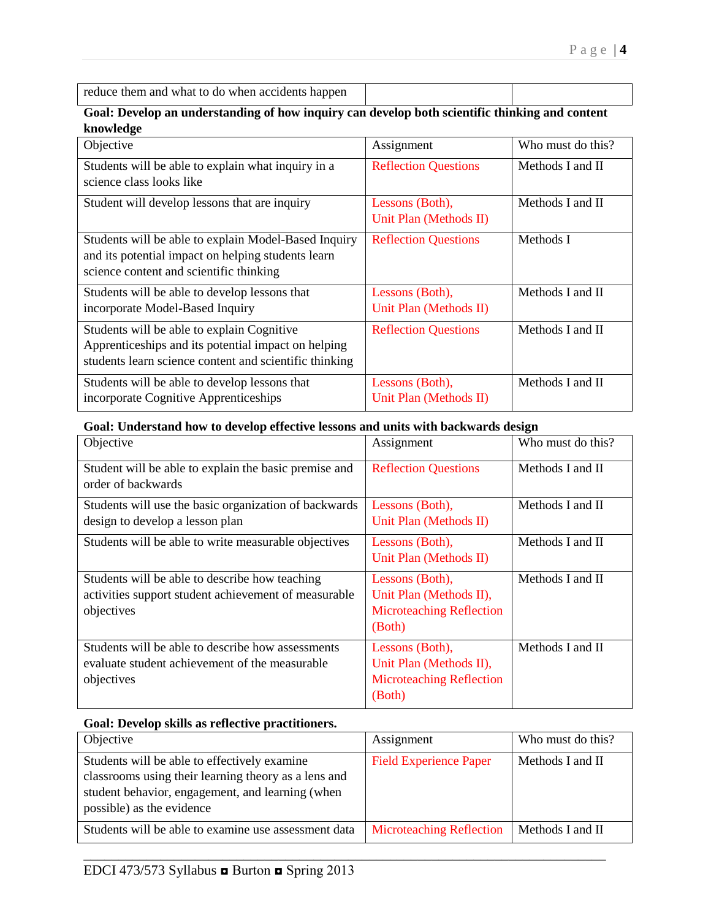| reduce them and what to do when accidents happen | | |
|---|---|---|

**Goal: Develop an understanding of how inquiry can develop both scientific thinking and content knowledge**

| Objective | Assignment | Who must do this? |
|---|---|---|
| Students will be able to explain what inquiry in a science class looks like | Reflection Questions | Methods I and II |
| Student will develop lessons that are inquiry | Lessons (Both), Unit Plan (Methods II) | Methods I and II |
| Students will be able to explain Model-Based Inquiry and its potential impact on helping students learn science content and scientific thinking | Reflection Questions | Methods I |
| Students will be able to develop lessons that incorporate Model-Based Inquiry | Lessons (Both), Unit Plan (Methods II) | Methods I and II |
| Students will be able to explain Cognitive Apprenticeships and its potential impact on helping students learn science content and scientific thinking | Reflection Questions | Methods I and II |
| Students will be able to develop lessons that incorporate Cognitive Apprenticeships | Lessons (Both), Unit Plan (Methods II) | Methods I and II |

**Goal: Understand how to develop effective lessons and units with backwards design**

| Objective | Assignment | Who must do this? |
|---|---|---|
| Student will be able to explain the basic premise and order of backwards | Reflection Questions | Methods I and II |
| Students will use the basic organization of backwards design to develop a lesson plan | Lessons (Both), Unit Plan (Methods II) | Methods I and II |
| Students will be able to write measurable objectives | Lessons (Both), Unit Plan (Methods II) | Methods I and II |
| Students will be able to describe how teaching activities support student achievement of measurable objectives | Lessons (Both), Unit Plan (Methods II), Microteaching Reflection (Both) | Methods I and II |
| Students will be able to describe how assessments evaluate student achievement of the measurable objectives | Lessons (Both), Unit Plan (Methods II), Microteaching Reflection (Both) | Methods I and II |

**Goal: Develop skills as reflective practitioners.**

| Objective | Assignment | Who must do this? |
|---|---|---|
| Students will be able to effectively examine classrooms using their learning theory as a lens and student behavior, engagement, and learning (when possible) as the evidence | Field Experience Paper | Methods I and II |
| Students will be able to examine use assessment data | Microteaching Reflection | Methods I and II |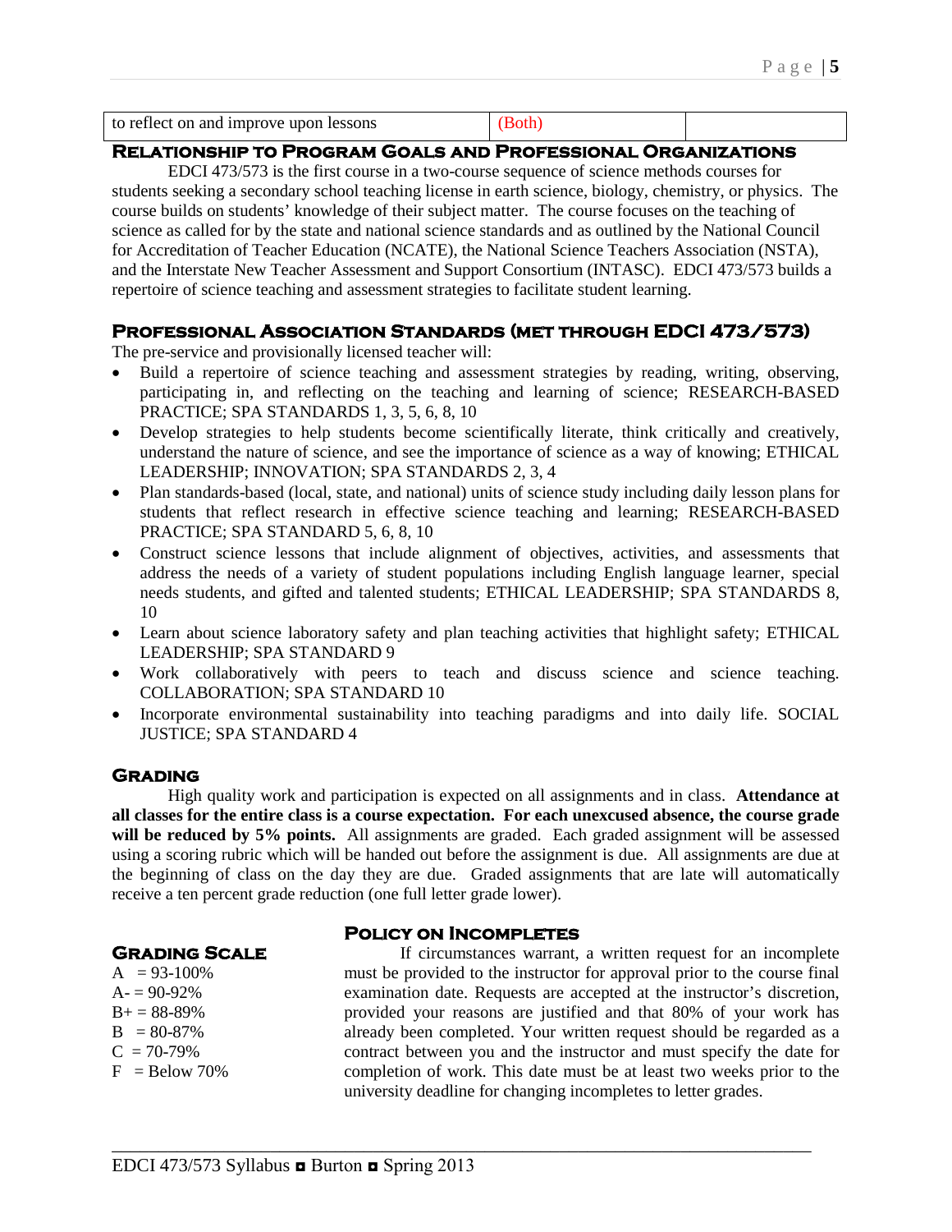| to reflect on and improve upon lessons | (Both) | |
|---|---|---|

## Relationship to Program Goals and Professional Organizations

EDCI 473/573 is the first course in a two-course sequence of science methods courses for students seeking a secondary school teaching license in earth science, biology, chemistry, or physics. The course builds on students' knowledge of their subject matter. The course focuses on the teaching of science as called for by the state and national science standards and as outlined by the National Council for Accreditation of Teacher Education (NCATE), the National Science Teachers Association (NSTA), and the Interstate New Teacher Assessment and Support Consortium (INTASC). EDCI 473/573 builds a repertoire of science teaching and assessment strategies to facilitate student learning.

## Professional Association Standards (met through EDCI 473/573)

The pre-service and provisionally licensed teacher will:

- Build a repertoire of science teaching and assessment strategies by reading, writing, observing, participating in, and reflecting on the teaching and learning of science; RESEARCH-BASED PRACTICE; SPA STANDARDS 1, 3, 5, 6, 8, 10
- Develop strategies to help students become scientifically literate, think critically and creatively, understand the nature of science, and see the importance of science as a way of knowing; ETHICAL LEADERSHIP; INNOVATION; SPA STANDARDS 2, 3, 4
- Plan standards-based (local, state, and national) units of science study including daily lesson plans for students that reflect research in effective science teaching and learning; RESEARCH-BASED PRACTICE; SPA STANDARD 5, 6, 8, 10
- Construct science lessons that include alignment of objectives, activities, and assessments that address the needs of a variety of student populations including English language learner, special needs students, and gifted and talented students; ETHICAL LEADERSHIP; SPA STANDARDS 8, 10
- Learn about science laboratory safety and plan teaching activities that highlight safety; ETHICAL LEADERSHIP; SPA STANDARD 9
- Work collaboratively with peers to teach and discuss science and science teaching. COLLABORATION; SPA STANDARD 10
- Incorporate environmental sustainability into teaching paradigms and into daily life. SOCIAL JUSTICE; SPA STANDARD 4

## Grading

High quality work and participation is expected on all assignments and in class. **Attendance at all classes for the entire class is a course expectation. For each unexcused absence, the course grade will be reduced by 5% points.** All assignments are graded. Each graded assignment will be assessed using a scoring rubric which will be handed out before the assignment is due. All assignments are due at the beginning of class on the day they are due. Graded assignments that are late will automatically receive a ten percent grade reduction (one full letter grade lower).

## Grading Scale

A = 93-100%
A- = 90-92%
B+ = 88-89%
B = 80-87%
C = 70-79%
F = Below 70%

## Policy on Incompletes

If circumstances warrant, a written request for an incomplete must be provided to the instructor for approval prior to the course final examination date. Requests are accepted at the instructor's discretion, provided your reasons are justified and that 80% of your work has already been completed. Your written request should be regarded as a contract between you and the instructor and must specify the date for completion of work. This date must be at least two weeks prior to the university deadline for changing incompletes to letter grades.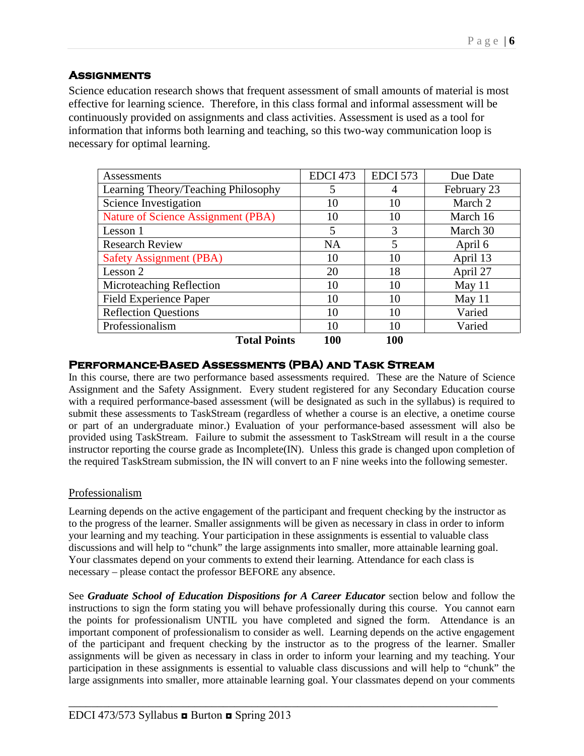## Assignments

Science education research shows that frequent assessment of small amounts of material is most effective for learning science. Therefore, in this class formal and informal assessment will be continuously provided on assignments and class activities. Assessment is used as a tool for information that informs both learning and teaching, so this two-way communication loop is necessary for optimal learning.

| Assessments | EDCI 473 | EDCI 573 | Due Date |
|---|---|---|---|
| Learning Theory/Teaching Philosophy | 5 | 4 | February 23 |
| Science Investigation | 10 | 10 | March 2 |
| Nature of Science Assignment (PBA) | 10 | 10 | March 16 |
| Lesson 1 | 5 | 3 | March 30 |
| Research Review | NA | 5 | April 6 |
| Safety Assignment (PBA) | 10 | 10 | April 13 |
| Lesson 2 | 20 | 18 | April 27 |
| Microteaching Reflection | 10 | 10 | May 11 |
| Field Experience Paper | 10 | 10 | May 11 |
| Reflection Questions | 10 | 10 | Varied |
| Professionalism | 10 | 10 | Varied |
| **Total Points** | **100** | **100** | |

## Performance-Based Assessments (PBA) and Task Stream

In this course, there are two performance based assessments required. These are the Nature of Science Assignment and the Safety Assignment. Every student registered for any Secondary Education course with a required performance-based assessment (will be designated as such in the syllabus) is required to submit these assessments to TaskStream (regardless of whether a course is an elective, a onetime course or part of an undergraduate minor.) Evaluation of your performance-based assessment will also be provided using TaskStream. Failure to submit the assessment to TaskStream will result in a the course instructor reporting the course grade as Incomplete(IN). Unless this grade is changed upon completion of the required TaskStream submission, the IN will convert to an F nine weeks into the following semester.

### Professionalism

Learning depends on the active engagement of the participant and frequent checking by the instructor as to the progress of the learner. Smaller assignments will be given as necessary in class in order to inform your learning and my teaching. Your participation in these assignments is essential to valuable class discussions and will help to "chunk" the large assignments into smaller, more attainable learning goal. Your classmates depend on your comments to extend their learning. Attendance for each class is necessary – please contact the professor BEFORE any absence.

See ***Graduate School of Education Dispositions for A Career Educator*** section below and follow the instructions to sign the form stating you will behave professionally during this course. You cannot earn the points for professionalism UNTIL you have completed and signed the form. Attendance is an important component of professionalism to consider as well. Learning depends on the active engagement of the participant and frequent checking by the instructor as to the progress of the learner. Smaller assignments will be given as necessary in class in order to inform your learning and my teaching. Your participation in these assignments is essential to valuable class discussions and will help to "chunk" the large assignments into smaller, more attainable learning goal. Your classmates depend on your comments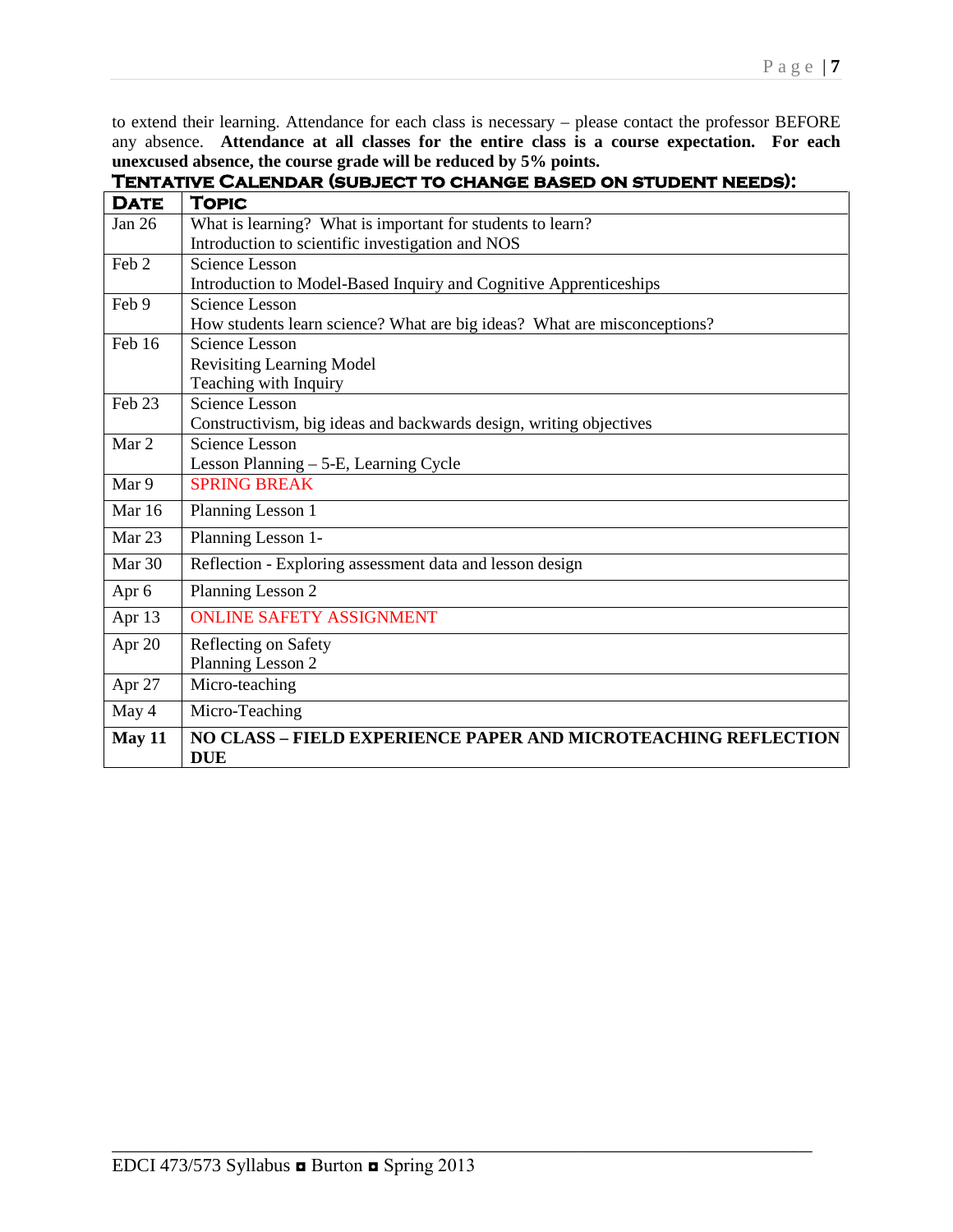to extend their learning. Attendance for each class is necessary – please contact the professor BEFORE any absence. **Attendance at all classes for the entire class is a course expectation. For each unexcused absence, the course grade will be reduced by 5% points.**

## Tentative Calendar (subject to change based on student needs):

| Date | Topic |
|---|---|
| Jan 26 | What is learning? What is important for students to learn?<br>Introduction to scientific investigation and NOS |
| Feb 2 | Science Lesson<br>Introduction to Model-Based Inquiry and Cognitive Apprenticeships |
| Feb 9 | Science Lesson<br>How students learn science? What are big ideas? What are misconceptions? |
| Feb 16 | Science Lesson<br>Revisiting Learning Model<br>Teaching with Inquiry |
| Feb 23 | Science Lesson<br>Constructivism, big ideas and backwards design, writing objectives |
| Mar 2 | Science Lesson<br>Lesson Planning – 5-E, Learning Cycle |
| Mar 9 | SPRING BREAK |
| Mar 16 | Planning Lesson 1 |
| Mar 23 | Planning Lesson 1- |
| Mar 30 | Reflection - Exploring assessment data and lesson design |
| Apr 6 | Planning Lesson 2 |
| Apr 13 | ONLINE SAFETY ASSIGNMENT |
| Apr 20 | Reflecting on Safety<br>Planning Lesson 2 |
| Apr 27 | Micro-teaching |
| May 4 | Micro-Teaching |
| **May 11** | **NO CLASS – FIELD EXPERIENCE PAPER AND MICROTEACHING REFLECTION DUE** |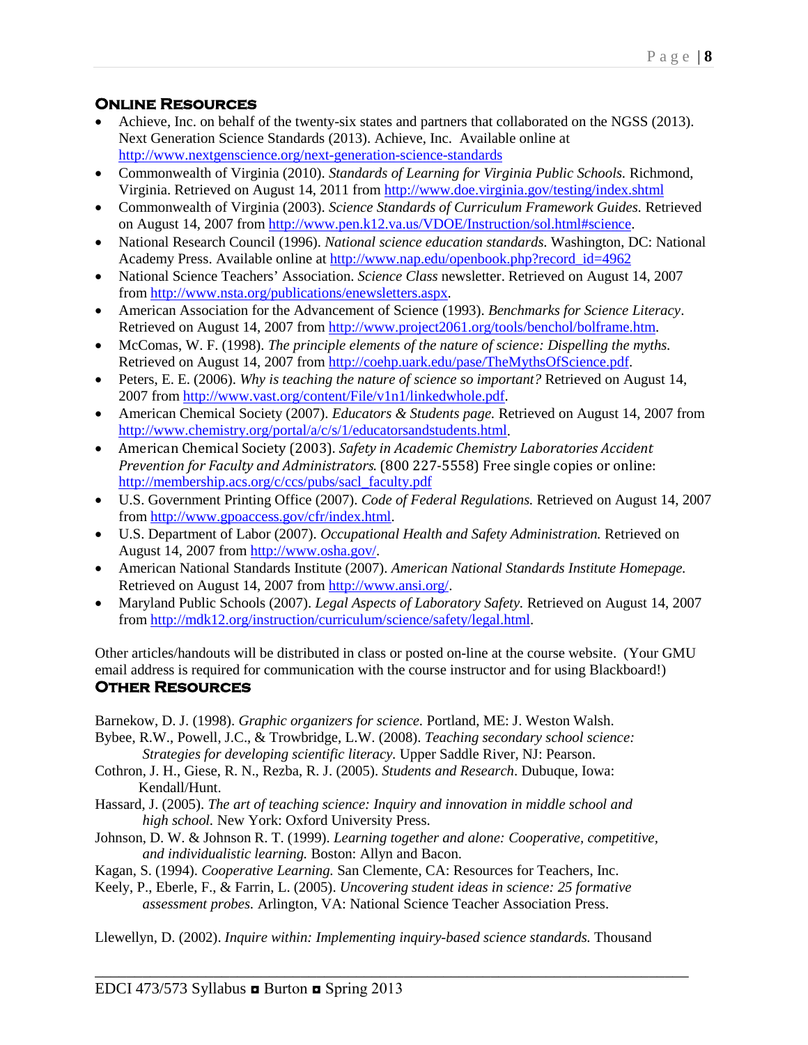## Online Resources

- Achieve, Inc. on behalf of the twenty-six states and partners that collaborated on the NGSS (2013). Next Generation Science Standards (2013). Achieve, Inc. Available online at http://www.nextgenscience.org/next-generation-science-standards
- Commonwealth of Virginia (2010). *Standards of Learning for Virginia Public Schools.* Richmond, Virginia. Retrieved on August 14, 2011 from http://www.doe.virginia.gov/testing/index.shtml
- Commonwealth of Virginia (2003). *Science Standards of Curriculum Framework Guides.* Retrieved on August 14, 2007 from http://www.pen.k12.va.us/VDOE/Instruction/sol.html#science.
- National Research Council (1996). *National science education standards.* Washington, DC: National Academy Press. Available online at http://www.nap.edu/openbook.php?record_id=4962
- National Science Teachers' Association. *Science Class* newsletter. Retrieved on August 14, 2007 from http://www.nsta.org/publications/enewsletters.aspx.
- American Association for the Advancement of Science (1993). *Benchmarks for Science Literacy*. Retrieved on August 14, 2007 from http://www.project2061.org/tools/benchol/bolframe.htm.
- McComas, W. F. (1998). *The principle elements of the nature of science: Dispelling the myths.* Retrieved on August 14, 2007 from http://coehp.uark.edu/pase/TheMythsOfScience.pdf.
- Peters, E. E. (2006). *Why is teaching the nature of science so important?* Retrieved on August 14, 2007 from http://www.vast.org/content/File/v1n1/linkedwhole.pdf.
- American Chemical Society (2007). *Educators & Students page.* Retrieved on August 14, 2007 from http://www.chemistry.org/portal/a/c/s/1/educatorsandstudents.html.
- American Chemical Society (2003). *Safety in Academic Chemistry Laboratories Accident Prevention for Faculty and Administrators.* (800 227-5558) Free single copies or online: http://membership.acs.org/c/ccs/pubs/sacl_faculty.pdf
- U.S. Government Printing Office (2007). *Code of Federal Regulations.* Retrieved on August 14, 2007 from http://www.gpoaccess.gov/cfr/index.html.
- U.S. Department of Labor (2007). *Occupational Health and Safety Administration.* Retrieved on August 14, 2007 from http://www.osha.gov/.
- American National Standards Institute (2007). *American National Standards Institute Homepage.* Retrieved on August 14, 2007 from http://www.ansi.org/.
- Maryland Public Schools (2007). *Legal Aspects of Laboratory Safety.* Retrieved on August 14, 2007 from http://mdk12.org/instruction/curriculum/science/safety/legal.html.

Other articles/handouts will be distributed in class or posted on-line at the course website. (Your GMU email address is required for communication with the course instructor and for using Blackboard!)

## Other Resources

Barnekow, D. J. (1998). *Graphic organizers for science.* Portland, ME: J. Weston Walsh.

Bybee, R.W., Powell, J.C., & Trowbridge, L.W. (2008). *Teaching secondary school science: Strategies for developing scientific literacy.* Upper Saddle River, NJ: Pearson.

Cothron, J. H., Giese, R. N., Rezba, R. J. (2005). *Students and Research*. Dubuque, Iowa: Kendall/Hunt.

Hassard, J. (2005). *The art of teaching science: Inquiry and innovation in middle school and high school.* New York: Oxford University Press.

Johnson, D. W. & Johnson R. T. (1999). *Learning together and alone: Cooperative, competitive, and individualistic learning.* Boston: Allyn and Bacon.

Kagan, S. (1994). *Cooperative Learning.* San Clemente, CA: Resources for Teachers, Inc.

Keely, P., Eberle, F., & Farrin, L. (2005). *Uncovering student ideas in science: 25 formative assessment probes.* Arlington, VA: National Science Teacher Association Press.

Llewellyn, D. (2002). *Inquire within: Implementing inquiry-based science standards.* Thousand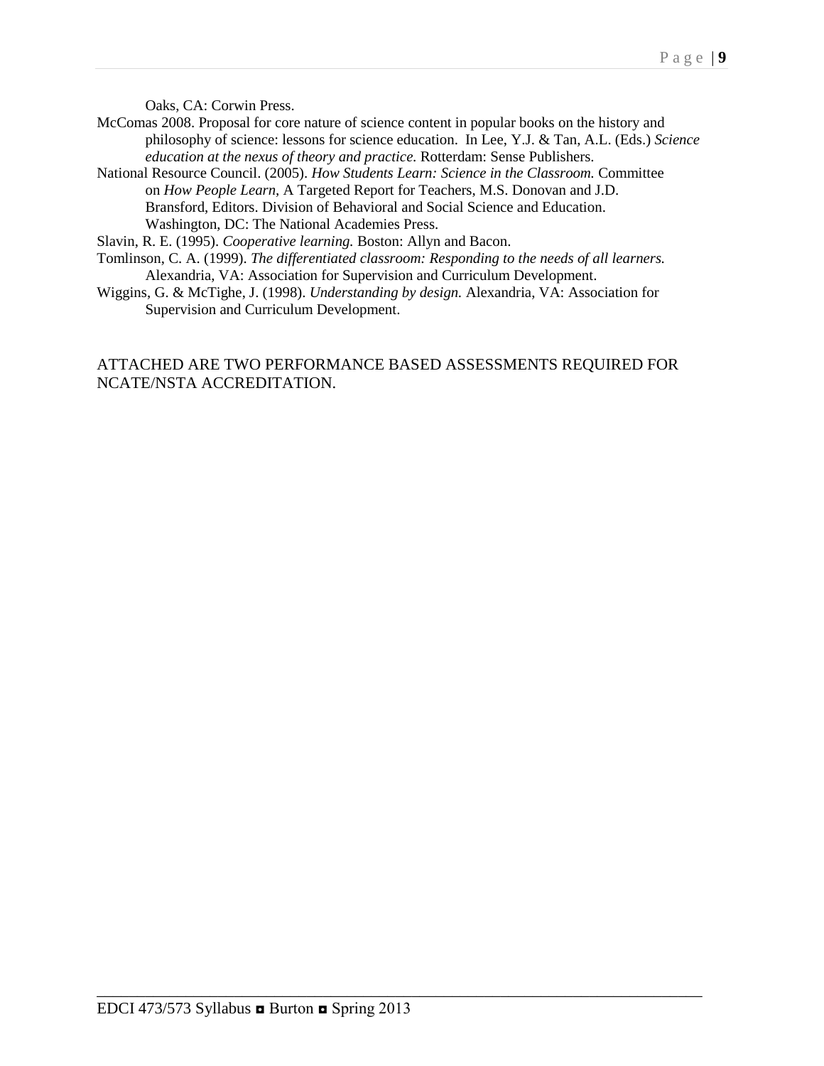Oaks, CA: Corwin Press.

McComas 2008. Proposal for core nature of science content in popular books on the history and philosophy of science: lessons for science education. In Lee, Y.J. & Tan, A.L. (Eds.) *Science education at the nexus of theory and practice.* Rotterdam: Sense Publishers.

National Resource Council. (2005). *How Students Learn: Science in the Classroom.* Committee on *How People Learn*, A Targeted Report for Teachers, M.S. Donovan and J.D. Bransford, Editors. Division of Behavioral and Social Science and Education. Washington, DC: The National Academies Press.

Slavin, R. E. (1995). *Cooperative learning.* Boston: Allyn and Bacon.

Tomlinson, C. A. (1999). *The differentiated classroom: Responding to the needs of all learners.* Alexandria, VA: Association for Supervision and Curriculum Development.

Wiggins, G. & McTighe, J. (1998). *Understanding by design.* Alexandria, VA: Association for Supervision and Curriculum Development.

ATTACHED ARE TWO PERFORMANCE BASED ASSESSMENTS REQUIRED FOR NCATE/NSTA ACCREDITATION.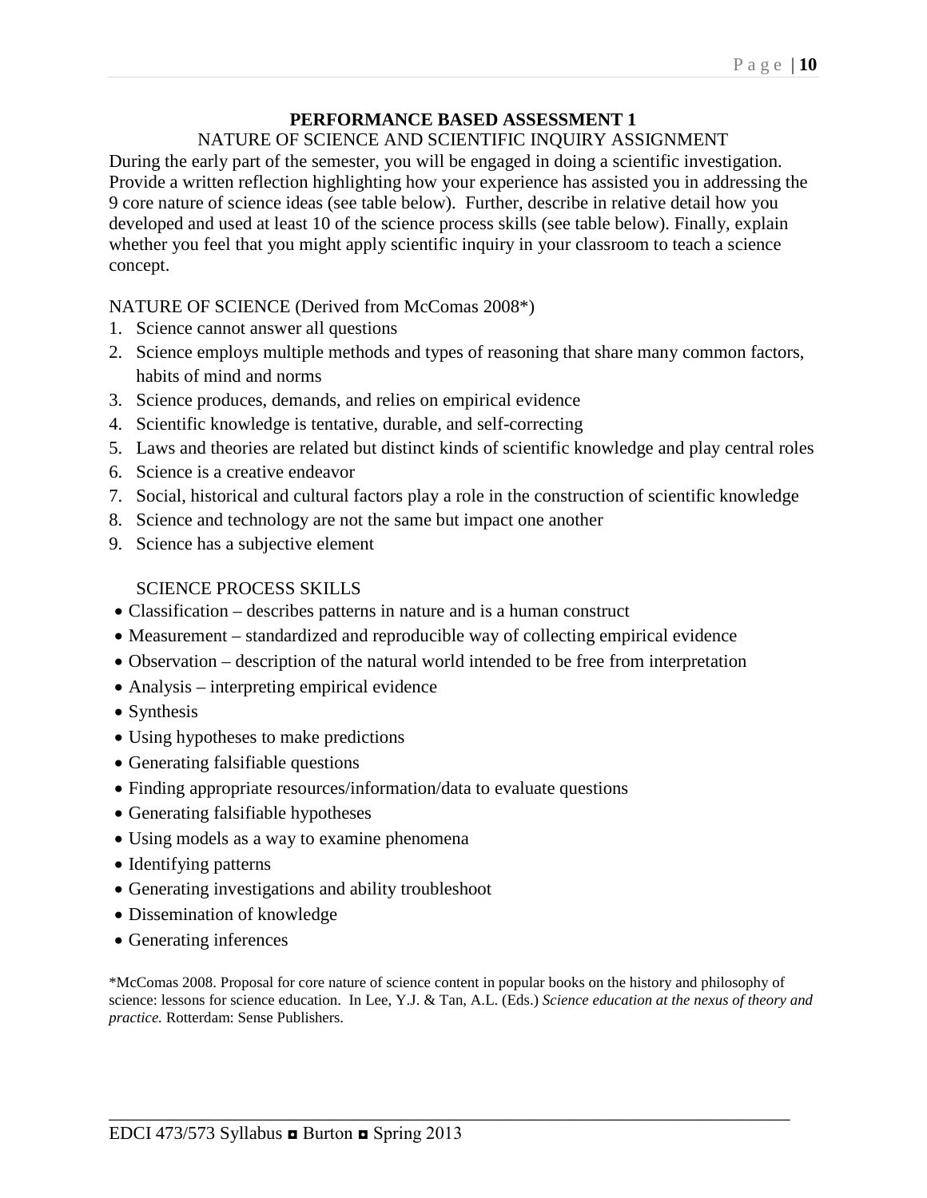## PERFORMANCE BASED ASSESSMENT 1

NATURE OF SCIENCE AND SCIENTIFIC INQUIRY ASSIGNMENT

During the early part of the semester, you will be engaged in doing a scientific investigation. Provide a written reflection highlighting how your experience has assisted you in addressing the 9 core nature of science ideas (see table below). Further, describe in relative detail how you developed and used at least 10 of the science process skills (see table below). Finally, explain whether you feel that you might apply scientific inquiry in your classroom to teach a science concept.

NATURE OF SCIENCE (Derived from McComas 2008*)

1. Science cannot answer all questions
2. Science employs multiple methods and types of reasoning that share many common factors, habits of mind and norms
3. Science produces, demands, and relies on empirical evidence
4. Scientific knowledge is tentative, durable, and self-correcting
5. Laws and theories are related but distinct kinds of scientific knowledge and play central roles
6. Science is a creative endeavor
7. Social, historical and cultural factors play a role in the construction of scientific knowledge
8. Science and technology are not the same but impact one another
9. Science has a subjective element

SCIENCE PROCESS SKILLS

- Classification – describes patterns in nature and is a human construct
- Measurement – standardized and reproducible way of collecting empirical evidence
- Observation – description of the natural world intended to be free from interpretation
- Analysis – interpreting empirical evidence
- Synthesis
- Using hypotheses to make predictions
- Generating falsifiable questions
- Finding appropriate resources/information/data to evaluate questions
- Generating falsifiable hypotheses
- Using models as a way to examine phenomena
- Identifying patterns
- Generating investigations and ability troubleshoot
- Dissemination of knowledge
- Generating inferences

*McComas 2008. Proposal for core nature of science content in popular books on the history and philosophy of science: lessons for science education. In Lee, Y.J. & Tan, A.L. (Eds.) *Science education at the nexus of theory and practice.* Rotterdam: Sense Publishers.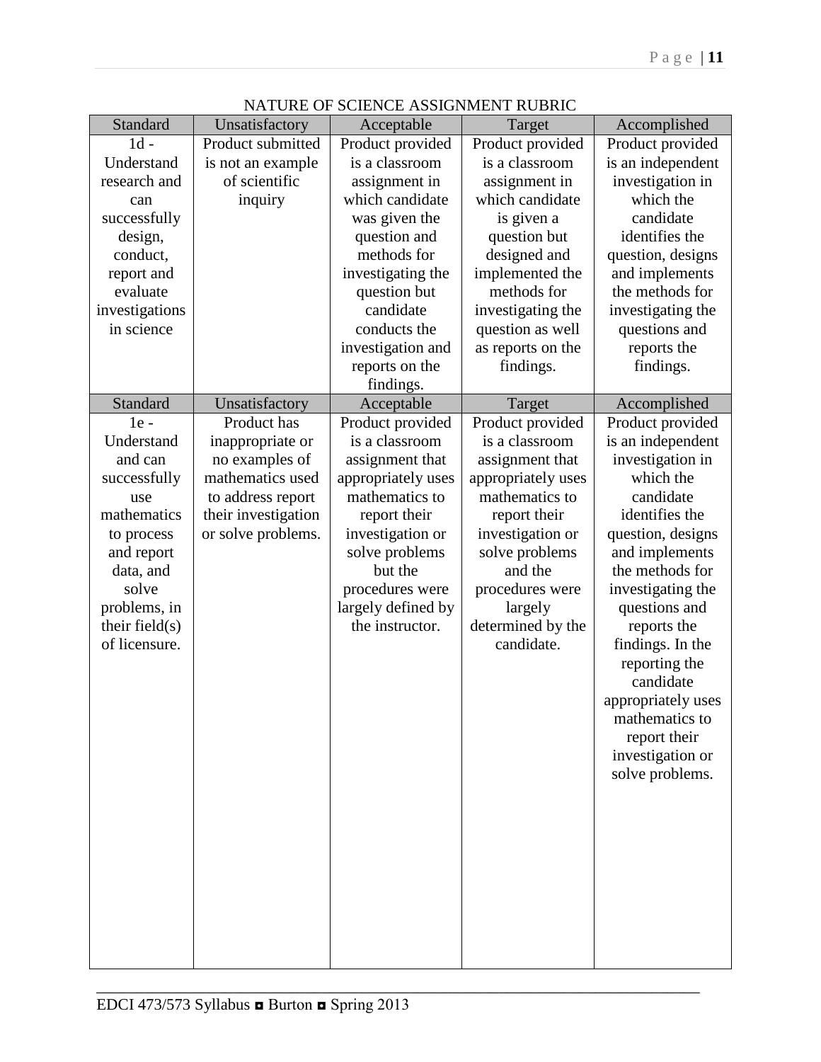NATURE OF SCIENCE ASSIGNMENT RUBRIC

| Standard | Unsatisfactory | Acceptable | Target | Accomplished |
|---|---|---|---|---|
| 1d - Understand research and can successfully design, conduct, report and evaluate investigations in science | Product submitted is not an example of scientific inquiry | Product provided is a classroom assignment in which candidate was given the question and methods for investigating the question but candidate conducts the investigation and reports on the findings. | Product provided is a classroom assignment in which candidate is given a question but designed and implemented the methods for investigating the question as well as reports on the findings. | Product provided is an independent investigation in which the candidate identifies the question, designs and implements the methods for investigating the questions and reports the findings. |
| **Standard** | **Unsatisfactory** | **Acceptable** | **Target** | **Accomplished** |
| 1e - Understand and can successfully use mathematics to process and report data, and solve problems, in their field(s) of licensure. | Product has inappropriate or no examples of mathematics used to address report their investigation or solve problems. | Product provided is a classroom assignment that appropriately uses mathematics to report their investigation or solve problems but the procedures were largely defined by the instructor. | Product provided is a classroom assignment that appropriately uses mathematics to report their investigation or solve problems and the procedures were largely determined by the candidate. | Product provided is an independent investigation in which the candidate identifies the question, designs and implements the methods for investigating the questions and reports the findings. In the reporting the candidate appropriately uses mathematics to report their investigation or solve problems. |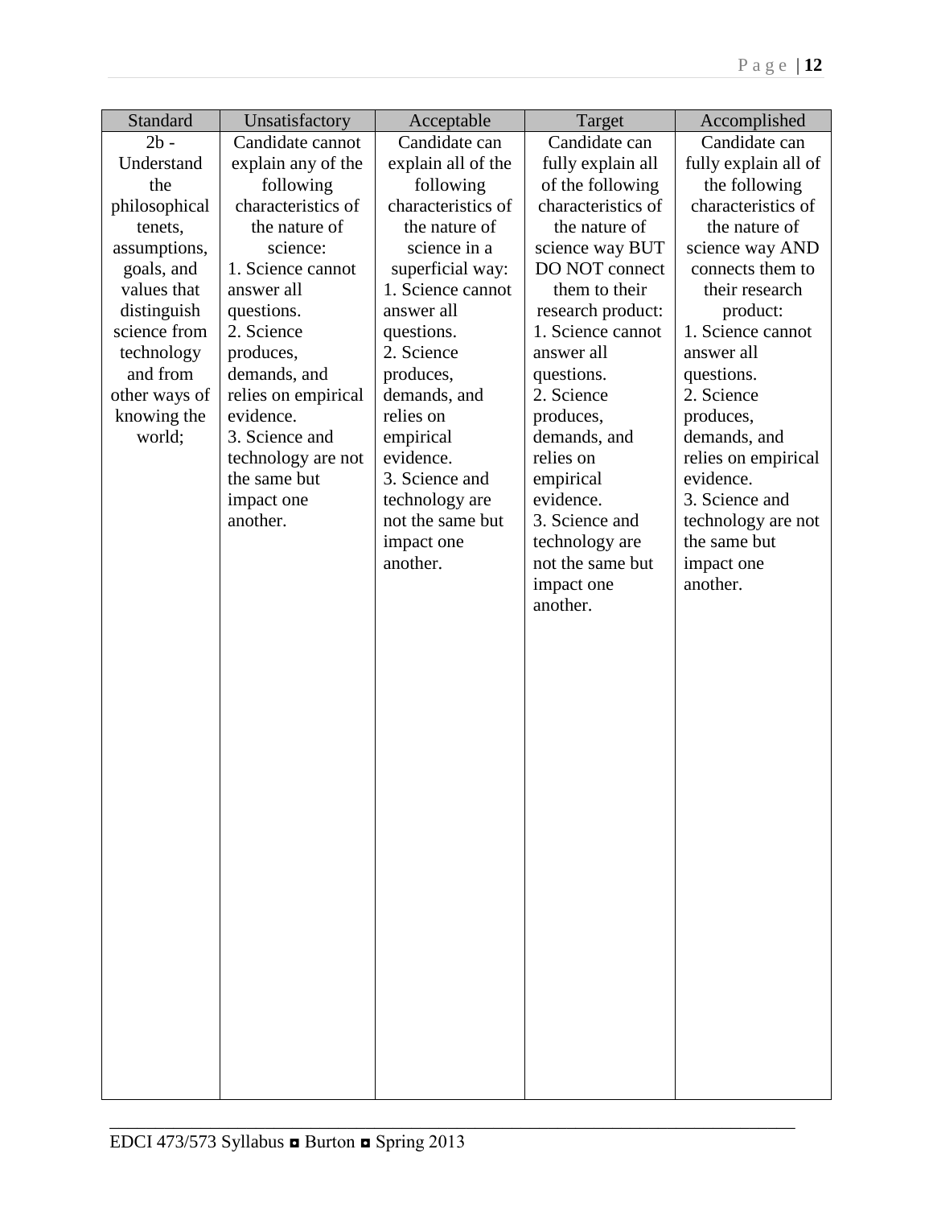| Standard | Unsatisfactory | Acceptable | Target | Accomplished |
| --- | --- | --- | --- | --- |
| 2b - Understand the philosophical tenets, assumptions, goals, and values that distinguish science from technology and from other ways of knowing the world; | Candidate cannot explain any of the following characteristics of the nature of science:<br>1. Science cannot answer all questions.<br>2. Science produces, demands, and relies on empirical evidence.<br>3. Science and technology are not the same but impact one another. | Candidate can explain all of the following characteristics of the nature of science in a superficial way:<br>1. Science cannot answer all questions.<br>2. Science produces, demands, and relies on empirical evidence.<br>3. Science and technology are not the same but impact one another. | Candidate can fully explain all of the following characteristics of the nature of science way BUT DO NOT connect them to their research product:<br>1. Science cannot answer all questions.<br>2. Science produces, demands, and relies on empirical evidence.<br>3. Science and technology are not the same but impact one another. | Candidate can fully explain all of the following characteristics of the nature of science way AND connects them to their research product:<br>1. Science cannot answer all questions.<br>2. Science produces, demands, and relies on empirical evidence.<br>3. Science and technology are not the same but impact one another. |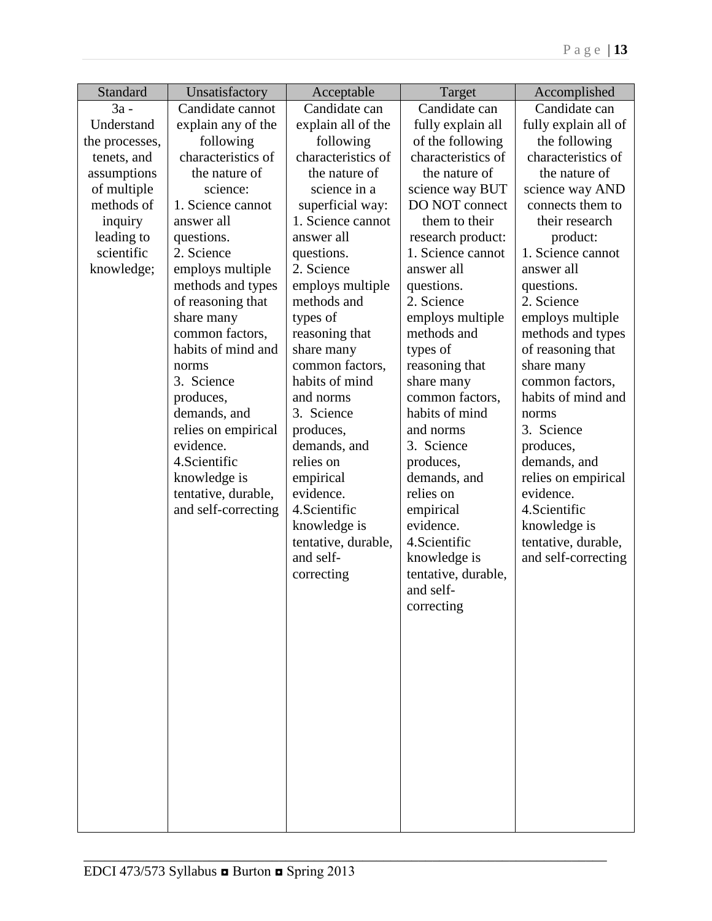| Standard | Unsatisfactory | Acceptable | Target | Accomplished |
|---|---|---|---|---|
| 3a - Understand the processes, tenets, and assumptions of multiple methods of inquiry leading to scientific knowledge; | Candidate cannot explain any of the following characteristics of the nature of science:<br>1. Science cannot answer all questions.<br>2. Science employs multiple methods and types of reasoning that share many common factors, habits of mind and norms<br>3. Science produces, demands, and relies on empirical evidence.<br>4.Scientific knowledge is tentative, durable, and self-correcting | Candidate can explain all of the following characteristics of the nature of science in a superficial way:<br>1. Science cannot answer all questions.<br>2. Science employs multiple methods and types of reasoning that share many common factors, habits of mind and norms<br>3. Science produces, demands, and relies on empirical evidence.<br>4.Scientific knowledge is tentative, durable, and self-correcting | Candidate can fully explain all of the following characteristics of the nature of science way BUT DO NOT connect them to their research product:<br>1. Science cannot answer all questions.<br>2. Science employs multiple methods and types of reasoning that share many common factors, habits of mind and norms<br>3. Science produces, demands, and relies on empirical evidence.<br>4.Scientific knowledge is tentative, durable, and self-correcting | Candidate can fully explain all of the following characteristics of the nature of science way AND connects them to their research product:<br>1. Science cannot answer all questions.<br>2. Science employs multiple methods and types of reasoning that share many common factors, habits of mind and norms<br>3. Science produces, demands, and relies on empirical evidence.<br>4.Scientific knowledge is tentative, durable, and self-correcting |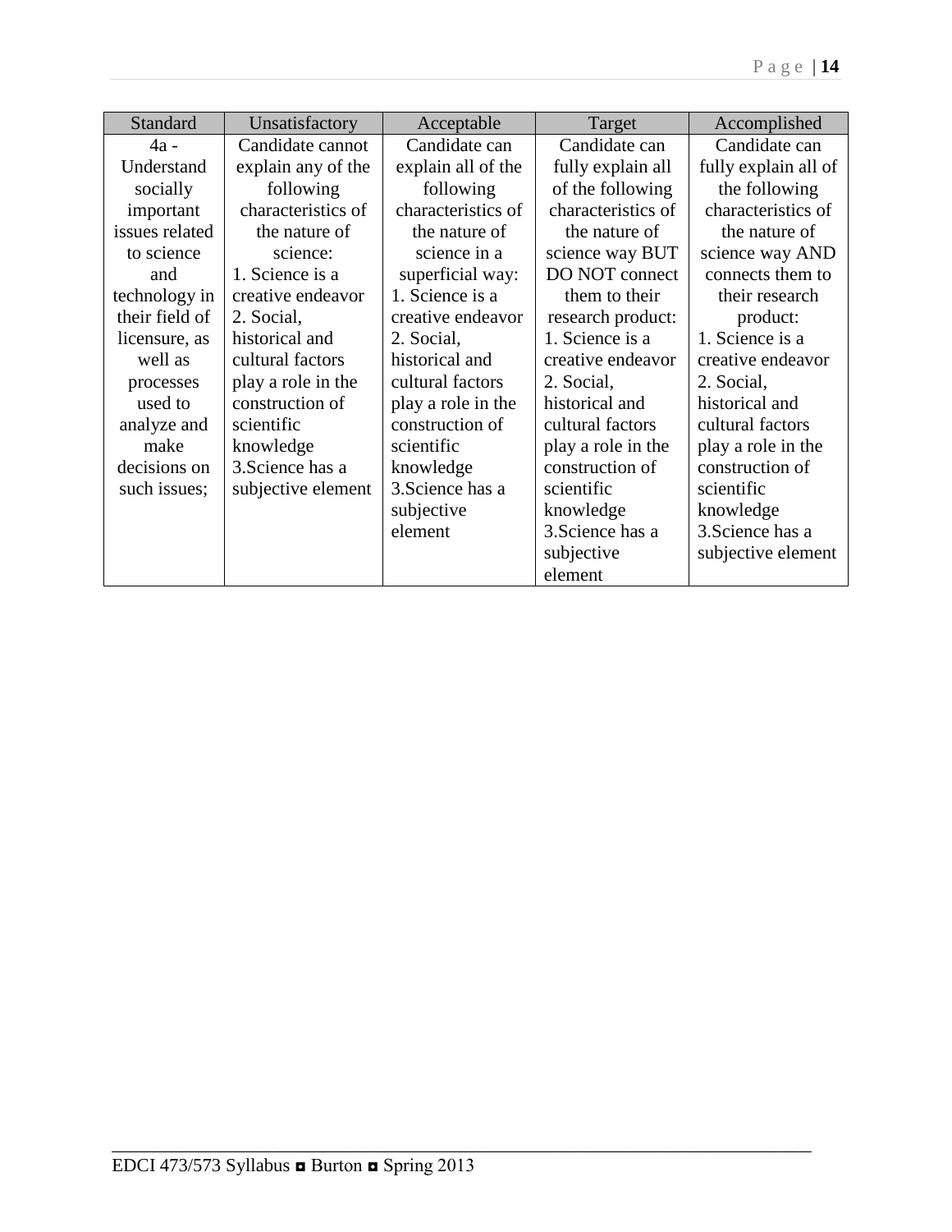| Standard | Unsatisfactory | Acceptable | Target | Accomplished |
|---|---|---|---|---|
| 4a - Understand socially important issues related to science and technology in their field of licensure, as well as processes used to analyze and make decisions on such issues; | Candidate cannot explain any of the following characteristics of the nature of science:<br>1. Science is a creative endeavor<br>2. Social, historical and cultural factors play a role in the construction of scientific knowledge<br>3.Science has a subjective element | Candidate can explain all of the following characteristics of the nature of science in a superficial way:<br>1. Science is a creative endeavor<br>2. Social, historical and cultural factors play a role in the construction of scientific knowledge<br>3.Science has a subjective element | Candidate can fully explain all of the following characteristics of the nature of science way BUT DO NOT connect them to their research product:<br>1. Science is a creative endeavor<br>2. Social, historical and cultural factors play a role in the construction of scientific knowledge<br>3.Science has a subjective element | Candidate can fully explain all of the following characteristics of the nature of science way AND connects them to their research product:<br>1. Science is a creative endeavor<br>2. Social, historical and cultural factors play a role in the construction of scientific knowledge<br>3.Science has a subjective element |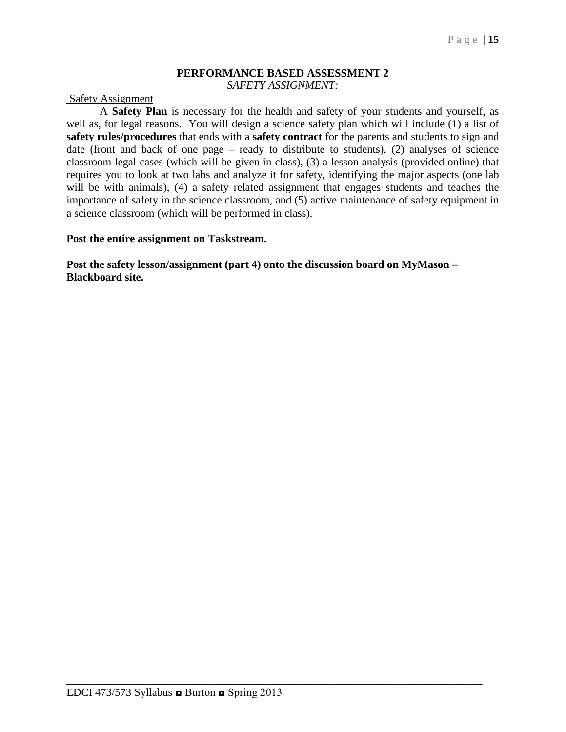## PERFORMANCE BASED ASSESSMENT 2

*SAFETY ASSIGNMENT:*

Safety Assignment

A **Safety Plan** is necessary for the health and safety of your students and yourself, as well as, for legal reasons. You will design a science safety plan which will include (1) a list of **safety rules/procedures** that ends with a **safety contract** for the parents and students to sign and date (front and back of one page – ready to distribute to students), (2) analyses of science classroom legal cases (which will be given in class), (3) a lesson analysis (provided online) that requires you to look at two labs and analyze it for safety, identifying the major aspects (one lab will be with animals), (4) a safety related assignment that engages students and teaches the importance of safety in the science classroom, and (5) active maintenance of safety equipment in a science classroom (which will be performed in class).

**Post the entire assignment on Taskstream.**

**Post the safety lesson/assignment (part 4) onto the discussion board on MyMason – Blackboard site.**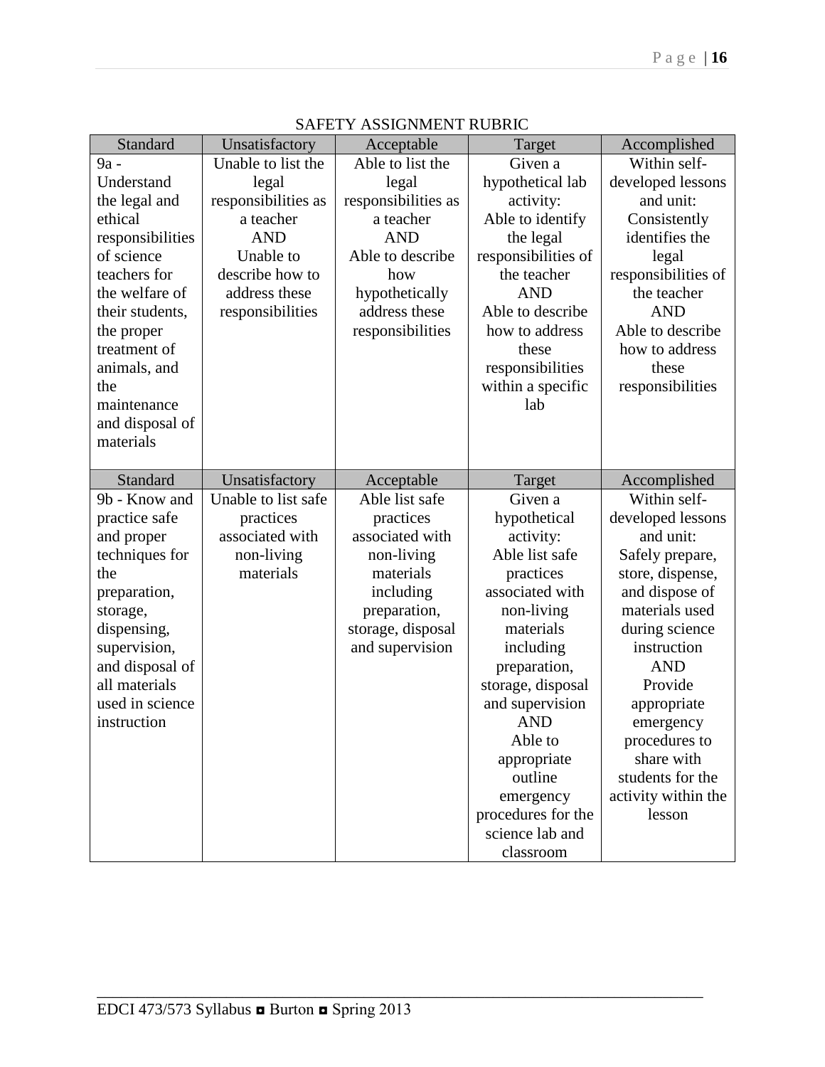SAFETY ASSIGNMENT RUBRIC

| Standard | Unsatisfactory | Acceptable | Target | Accomplished |
|---|---|---|---|---|
| 9a - Understand the legal and ethical responsibilities of science teachers for the welfare of their students, the proper treatment of animals, and the maintenance and disposal of materials | Unable to list the legal responsibilities as a teacher AND Unable to describe how to address these responsibilities | Able to list the legal responsibilities as a teacher AND Able to describe how hypothetically address these responsibilities | Given a hypothetical lab activity: Able to identify the legal responsibilities of the teacher AND Able to describe how to address these responsibilities within a specific lab | Within self-developed lessons and unit: Consistently identifies the legal responsibilities of the teacher AND Able to describe how to address these responsibilities |
| **Standard** | **Unsatisfactory** | **Acceptable** | **Target** | **Accomplished** |
| 9b - Know and practice safe and proper techniques for the preparation, storage, dispensing, supervision, and disposal of all materials used in science instruction | Unable to list safe practices associated with non-living materials | Able list safe practices associated with non-living materials including preparation, storage, disposal and supervision | Given a hypothetical activity: Able list safe practices associated with non-living materials including preparation, storage, disposal and supervision AND Able to appropriate outline emergency procedures for the science lab and classroom | Within self-developed lessons and unit: Safely prepare, store, dispense, and dispose of materials used during science instruction AND Provide appropriate emergency procedures to share with students for the activity within the lesson |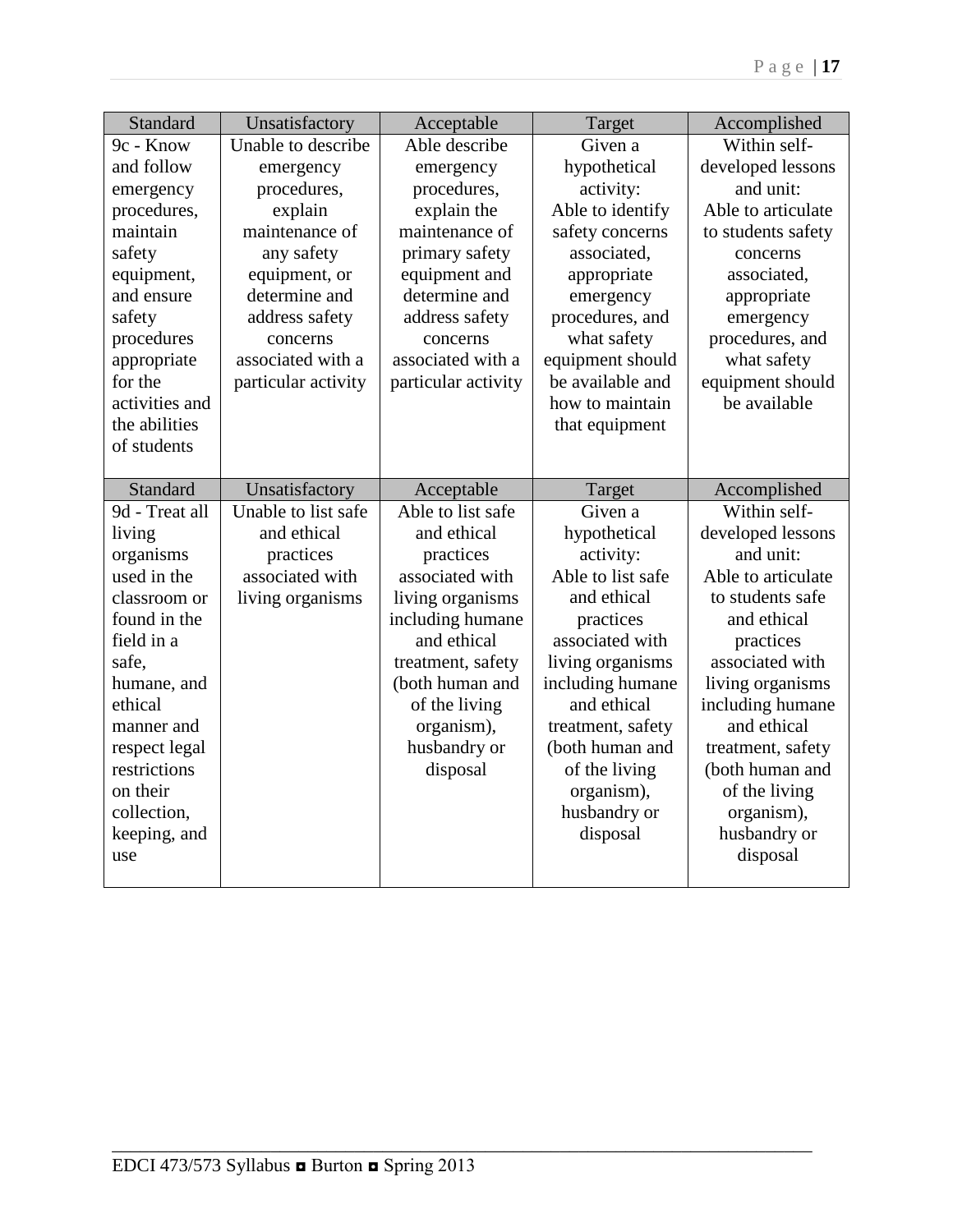| Standard | Unsatisfactory | Acceptable | Target | Accomplished |
| --- | --- | --- | --- | --- |
| 9c - Know and follow emergency procedures, maintain safety equipment, and ensure safety procedures appropriate for the activities and the abilities of students | Unable to describe emergency procedures, explain maintenance of any safety equipment, or determine and address safety concerns associated with a particular activity | Able describe emergency procedures, explain the maintenance of primary safety equipment and determine and address safety concerns associated with a particular activity | Given a hypothetical activity: Able to identify safety concerns associated, appropriate emergency procedures, and what safety equipment should be available and how to maintain that equipment | Within self-developed lessons and unit: Able to articulate to students safety concerns associated, appropriate emergency procedures, and what safety equipment should be available |

| Standard | Unsatisfactory | Acceptable | Target | Accomplished |
| --- | --- | --- | --- | --- |
| 9d - Treat all living organisms used in the classroom or found in the field in a safe, humane, and ethical manner and respect legal restrictions on their collection, keeping, and use | Unable to list safe and ethical practices associated with living organisms | Able to list safe and ethical practices associated with living organisms including humane and ethical treatment, safety (both human and of the living organism), husbandry or disposal | Given a hypothetical activity: Able to list safe and ethical practices associated with living organisms including humane and ethical treatment, safety (both human and of the living organism), husbandry or disposal | Within self-developed lessons and unit: Able to articulate to students safe and ethical practices associated with living organisms including humane and ethical treatment, safety (both human and of the living organism), husbandry or disposal |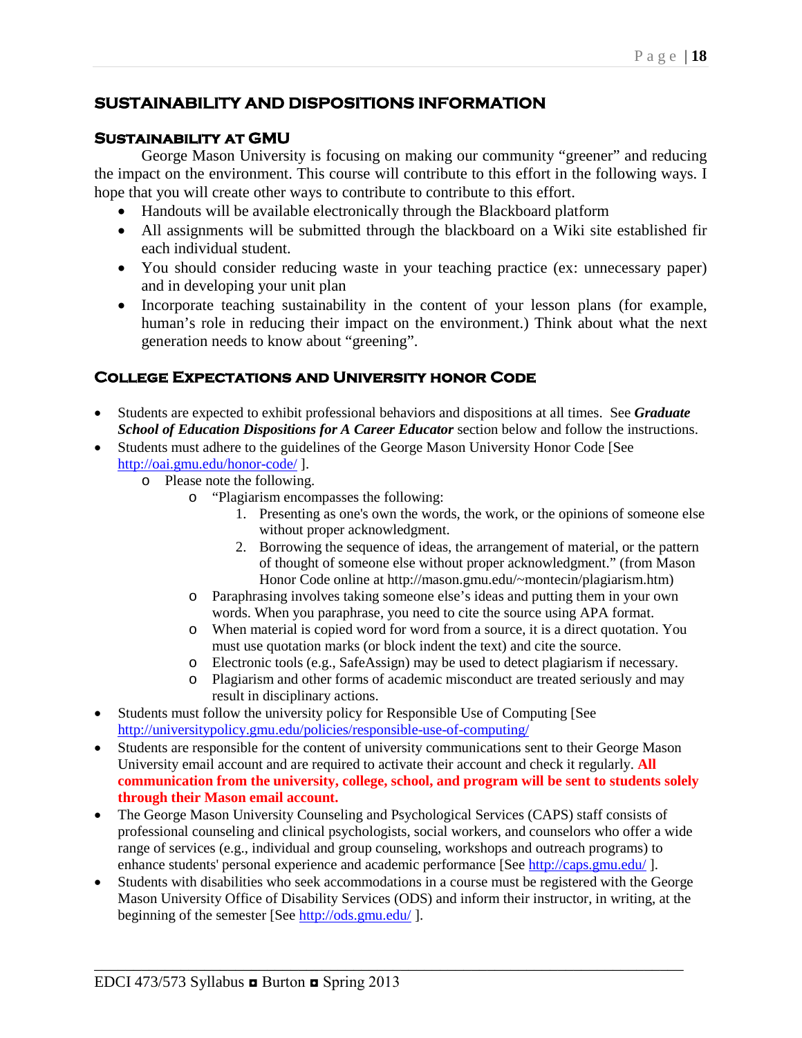## SUSTAINABILITY AND DISPOSITIONS INFORMATION

### Sustainability at GMU

George Mason University is focusing on making our community "greener" and reducing the impact on the environment. This course will contribute to this effort in the following ways. I hope that you will create other ways to contribute to contribute to this effort.

- Handouts will be available electronically through the Blackboard platform
- All assignments will be submitted through the blackboard on a Wiki site established fir each individual student.
- You should consider reducing waste in your teaching practice (ex: unnecessary paper) and in developing your unit plan
- Incorporate teaching sustainability in the content of your lesson plans (for example, human's role in reducing their impact on the environment.) Think about what the next generation needs to know about "greening".

### College Expectations and University honor Code

- Students are expected to exhibit professional behaviors and dispositions at all times. See ***Graduate School of Education Dispositions for A Career Educator*** section below and follow the instructions.
- Students must adhere to the guidelines of the George Mason University Honor Code [See http://oai.gmu.edu/honor-code/ ].
  - Please note the following.
    - "Plagiarism encompasses the following:
      1. Presenting as one's own the words, the work, or the opinions of someone else without proper acknowledgment.
      2. Borrowing the sequence of ideas, the arrangement of material, or the pattern of thought of someone else without proper acknowledgment." (from Mason Honor Code online at http://mason.gmu.edu/~montecin/plagiarism.htm)
    - Paraphrasing involves taking someone else's ideas and putting them in your own words. When you paraphrase, you need to cite the source using APA format.
    - When material is copied word for word from a source, it is a direct quotation. You must use quotation marks (or block indent the text) and cite the source.
    - Electronic tools (e.g., SafeAssign) may be used to detect plagiarism if necessary.
    - Plagiarism and other forms of academic misconduct are treated seriously and may result in disciplinary actions.
- Students must follow the university policy for Responsible Use of Computing [See http://universitypolicy.gmu.edu/policies/responsible-use-of-computing/
- Students are responsible for the content of university communications sent to their George Mason University email account and are required to activate their account and check it regularly. **All communication from the university, college, school, and program will be sent to students solely through their Mason email account.**
- The George Mason University Counseling and Psychological Services (CAPS) staff consists of professional counseling and clinical psychologists, social workers, and counselors who offer a wide range of services (e.g., individual and group counseling, workshops and outreach programs) to enhance students' personal experience and academic performance [See http://caps.gmu.edu/ ].
- Students with disabilities who seek accommodations in a course must be registered with the George Mason University Office of Disability Services (ODS) and inform their instructor, in writing, at the beginning of the semester [See http://ods.gmu.edu/ ].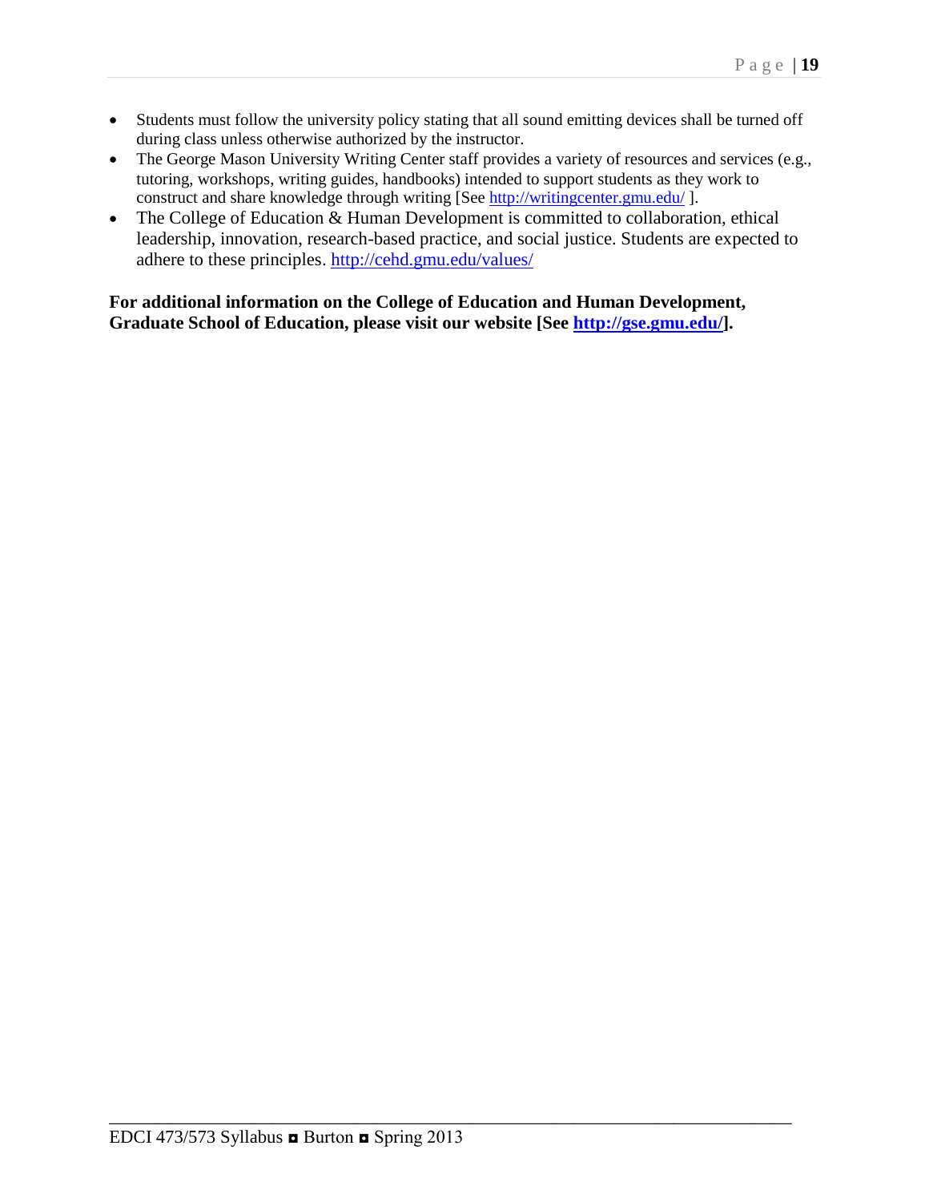- Students must follow the university policy stating that all sound emitting devices shall be turned off during class unless otherwise authorized by the instructor.
- The George Mason University Writing Center staff provides a variety of resources and services (e.g., tutoring, workshops, writing guides, handbooks) intended to support students as they work to construct and share knowledge through writing [See http://writingcenter.gmu.edu/ ].
- The College of Education & Human Development is committed to collaboration, ethical leadership, innovation, research-based practice, and social justice. Students are expected to adhere to these principles. http://cehd.gmu.edu/values/

**For additional information on the College of Education and Human Development, Graduate School of Education, please visit our website [See http://gse.gmu.edu/].**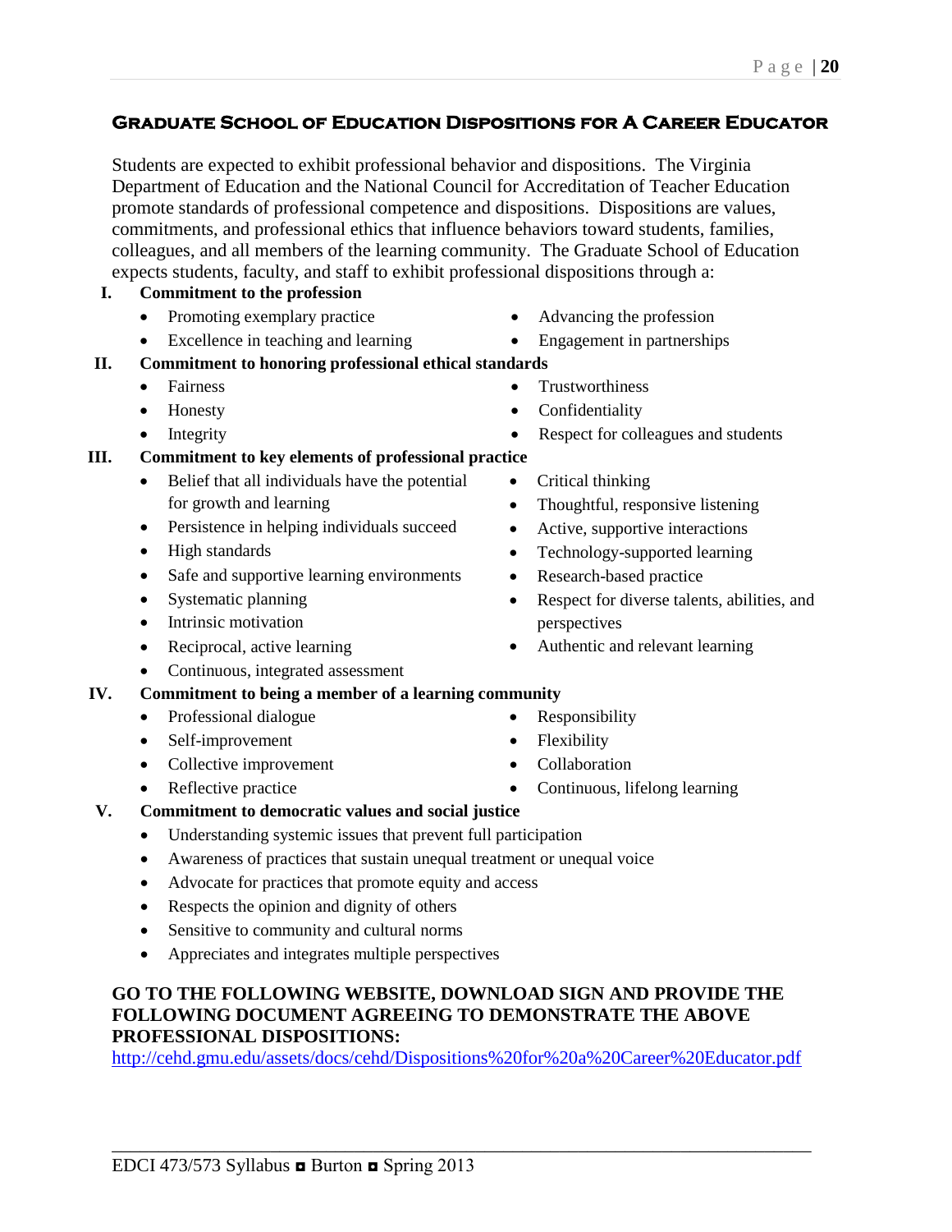## Graduate School of Education Dispositions for A Career Educator

Students are expected to exhibit professional behavior and dispositions. The Virginia Department of Education and the National Council for Accreditation of Teacher Education promote standards of professional competence and dispositions. Dispositions are values, commitments, and professional ethics that influence behaviors toward students, families, colleagues, and all members of the learning community. The Graduate School of Education expects students, faculty, and staff to exhibit professional dispositions through a:

I. **Commitment to the profession**
   - Promoting exemplary practice
   - Excellence in teaching and learning
   - Advancing the profession
   - Engagement in partnerships

II. **Commitment to honoring professional ethical standards**
   - Fairness
   - Honesty
   - Integrity
   - Trustworthiness
   - Confidentiality
   - Respect for colleagues and students

III. **Commitment to key elements of professional practice**
   - Belief that all individuals have the potential for growth and learning
   - Persistence in helping individuals succeed
   - High standards
   - Safe and supportive learning environments
   - Systematic planning
   - Intrinsic motivation
   - Reciprocal, active learning
   - Continuous, integrated assessment
   - Critical thinking
   - Thoughtful, responsive listening
   - Active, supportive interactions
   - Technology-supported learning
   - Research-based practice
   - Respect for diverse talents, abilities, and perspectives
   - Authentic and relevant learning

IV. **Commitment to being a member of a learning community**
   - Professional dialogue
   - Self-improvement
   - Collective improvement
   - Reflective practice
   - Responsibility
   - Flexibility
   - Collaboration
   - Continuous, lifelong learning

V. **Commitment to democratic values and social justice**
   - Understanding systemic issues that prevent full participation
   - Awareness of practices that sustain unequal treatment or unequal voice
   - Advocate for practices that promote equity and access
   - Respects the opinion and dignity of others
   - Sensitive to community and cultural norms
   - Appreciates and integrates multiple perspectives

**GO TO THE FOLLOWING WEBSITE, DOWNLOAD SIGN AND PROVIDE THE FOLLOWING DOCUMENT AGREEING TO DEMONSTRATE THE ABOVE PROFESSIONAL DISPOSITIONS:**

http://cehd.gmu.edu/assets/docs/cehd/Dispositions%20for%20a%20Career%20Educator.pdf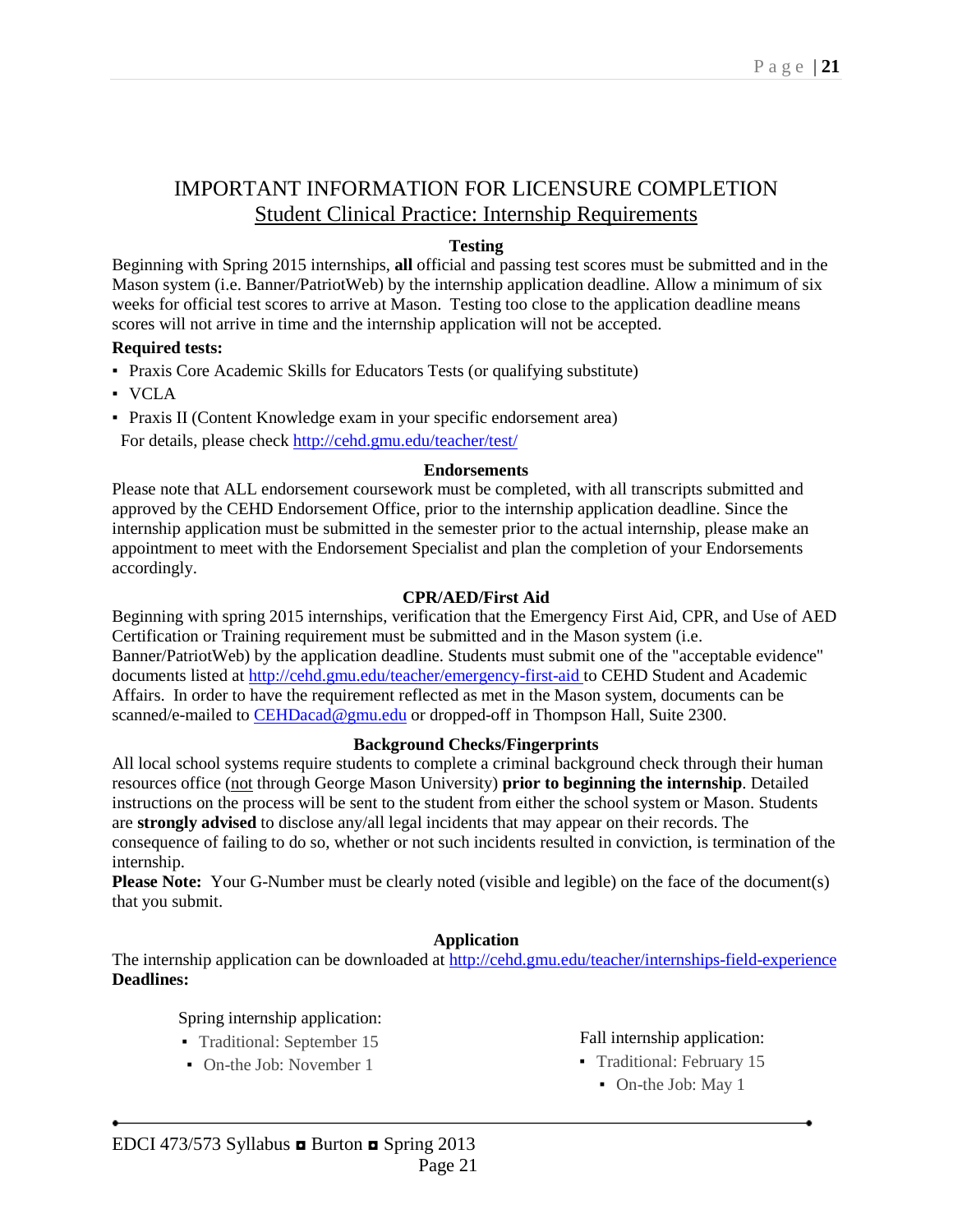# IMPORTANT INFORMATION FOR LICENSURE COMPLETION

## Student Clinical Practice: Internship Requirements

### Testing

Beginning with Spring 2015 internships, **all** official and passing test scores must be submitted and in the Mason system (i.e. Banner/PatriotWeb) by the internship application deadline. Allow a minimum of six weeks for official test scores to arrive at Mason. Testing too close to the application deadline means scores will not arrive in time and the internship application will not be accepted.

**Required tests:**

- Praxis Core Academic Skills for Educators Tests (or qualifying substitute)
- VCLA
- Praxis II (Content Knowledge exam in your specific endorsement area)

For details, please check http://cehd.gmu.edu/teacher/test/

### Endorsements

Please note that ALL endorsement coursework must be completed, with all transcripts submitted and approved by the CEHD Endorsement Office, prior to the internship application deadline. Since the internship application must be submitted in the semester prior to the actual internship, please make an appointment to meet with the Endorsement Specialist and plan the completion of your Endorsements accordingly.

### CPR/AED/First Aid

Beginning with spring 2015 internships, verification that the Emergency First Aid, CPR, and Use of AED Certification or Training requirement must be submitted and in the Mason system (i.e. Banner/PatriotWeb) by the application deadline. Students must submit one of the "acceptable evidence" documents listed at http://cehd.gmu.edu/teacher/emergency-first-aid to CEHD Student and Academic Affairs. In order to have the requirement reflected as met in the Mason system, documents can be scanned/e-mailed to CEHDacad@gmu.edu or dropped-off in Thompson Hall, Suite 2300.

### Background Checks/Fingerprints

All local school systems require students to complete a criminal background check through their human resources office (not through George Mason University) **prior to beginning the internship**. Detailed instructions on the process will be sent to the student from either the school system or Mason. Students are **strongly advised** to disclose any/all legal incidents that may appear on their records. The consequence of failing to do so, whether or not such incidents resulted in conviction, is termination of the internship.

**Please Note:** Your G-Number must be clearly noted (visible and legible) on the face of the document(s) that you submit.

### Application

The internship application can be downloaded at http://cehd.gmu.edu/teacher/internships-field-experience

**Deadlines:**

Spring internship application:

- Traditional: September 15
- On-the Job: November 1

Fall internship application:

- Traditional: February 15
- On-the Job: May 1